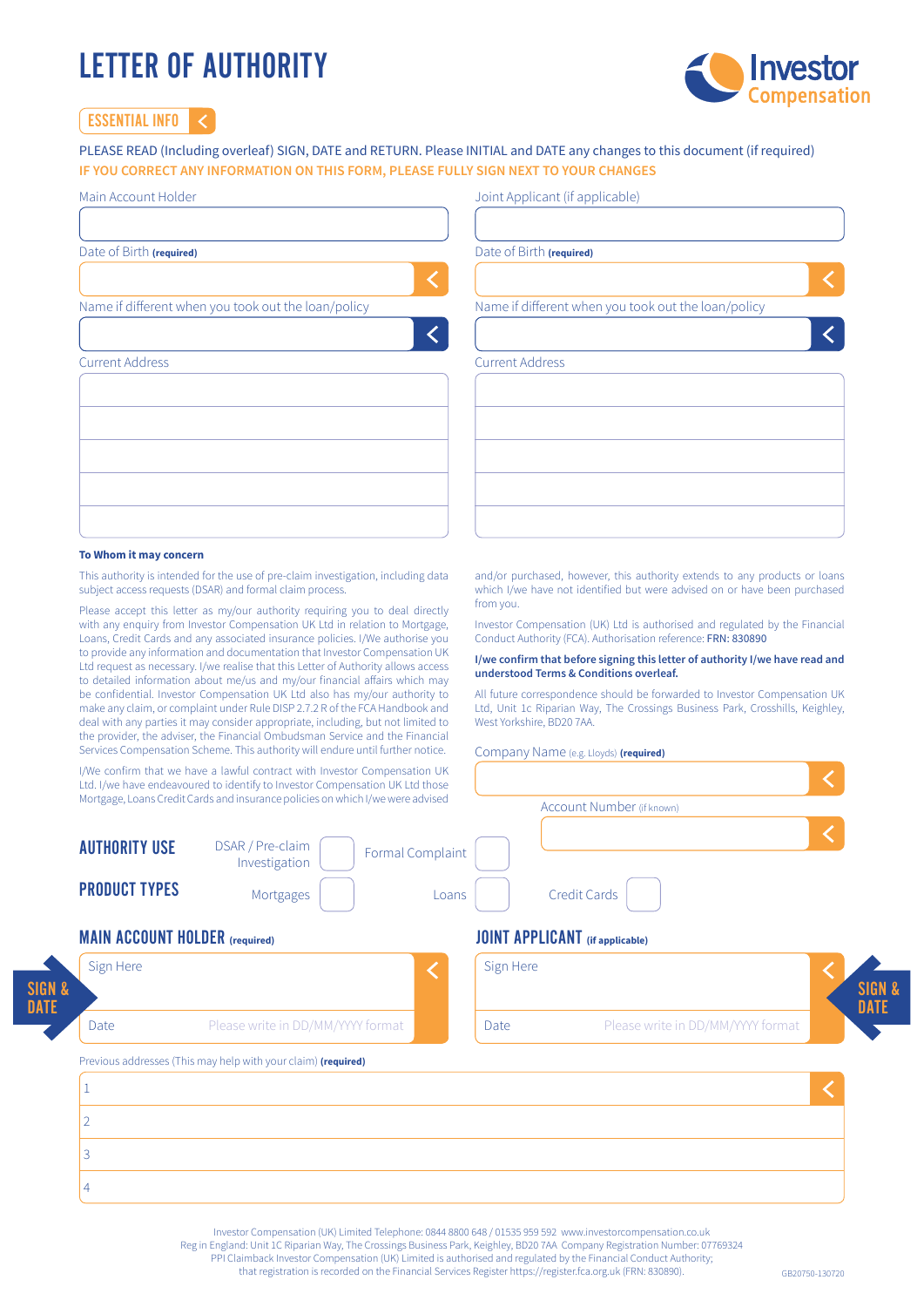# LETTER OF AUTHORITY

Investor Compensation

**ESSENTIAL INFO**

PLEASE READ (Including overleaf) SIGN, DATE and RETURN. Please INITIAL and DATE any changes to this document (if required)

IF YOU CORRECT ANY INFORMATION ON THIS FORM, PLEASE FULLY SIGN NEXT TO YOUR CHANGES

| Main Account Holder | Joint Applicant (if applicable) |
|---|---|
| | |
| Date of Birth **(required)** | Date of Birth **(required)** |
| | |
| Name if different when you took out the loan/policy | Name if different when you took out the loan/policy |
| | |
| Current Address | Current Address |
| | |

**To Whom it may concern**

This authority is intended for the use of pre-claim investigation, including data subject access requests (DSAR) and formal claim process.

Please accept this letter as my/our authority requiring you to deal directly with any enquiry from Investor Compensation UK Ltd in relation to Mortgage, Loans, Credit Cards and any associated insurance policies. I/We authorise you to provide any information and documentation that Investor Compensation UK Ltd request as necessary. I/we realise that this Letter of Authority allows access to detailed information about me/us and my/our financial affairs which may be confidential. Investor Compensation UK Ltd also has my/our authority to make any claim, or complaint under Rule DISP 2.7.2 R of the FCA Handbook and deal with any parties it may consider appropriate, including, but not limited to the provider, the adviser, the Financial Ombudsman Service and the Financial Services Compensation Scheme. This authority will endure until further notice.

I/We confirm that we have a lawful contract with Investor Compensation UK Ltd. I/we have endeavoured to identify to Investor Compensation UK Ltd those Mortgage, Loans Credit Cards and insurance policies on which I/we were advised and/or purchased, however, this authority extends to any products or loans which I/we have not identified but were advised on or have been purchased from you.

Investor Compensation (UK) Ltd is authorised and regulated by the Financial Conduct Authority (FCA). Authorisation reference: FRN: 830890

**I/we confirm that before signing this letter of authority I/we have read and understood Terms & Conditions overleaf.**

All future correspondence should be forwarded to Investor Compensation UK Ltd, Unit 1c Riparian Way, The Crossings Business Park, Crosshills, Keighley, West Yorkshire, BD20 7AA.

Company Name (e.g. Lloyds) **(required)**

Account Number (if known)

**AUTHORITY USE** DSAR / Pre-claim Investigation ☐ Formal Complaint ☐

**PRODUCT TYPES** Mortgages ☐ Loans ☐ Credit Cards ☐

| **MAIN ACCOUNT HOLDER** (required) | **JOINT APPLICANT** (if applicable) |
|---|---|
| Sign Here | Sign Here |
| Date — Please write in DD/MM/YYYY format | Date — Please write in DD/MM/YYYY format |

SIGN & DATE

Previous addresses (This may help with your claim) **(required)**

1

2

3

4

Investor Compensation (UK) Limited Telephone: 0844 8800 648 / 01535 959 592 www.investorcompensation.co.uk
Reg in England: Unit 1C Riparian Way, The Crossings Business Park, Keighley, BD20 7AA Company Registration Number: 07769324
PPI Claimback Investor Compensation (UK) Limited is authorised and regulated by the Financial Conduct Authority;
that registration is recorded on the Financial Services Register https://register.fca.org.uk (FRN: 830890).

GB20750-130720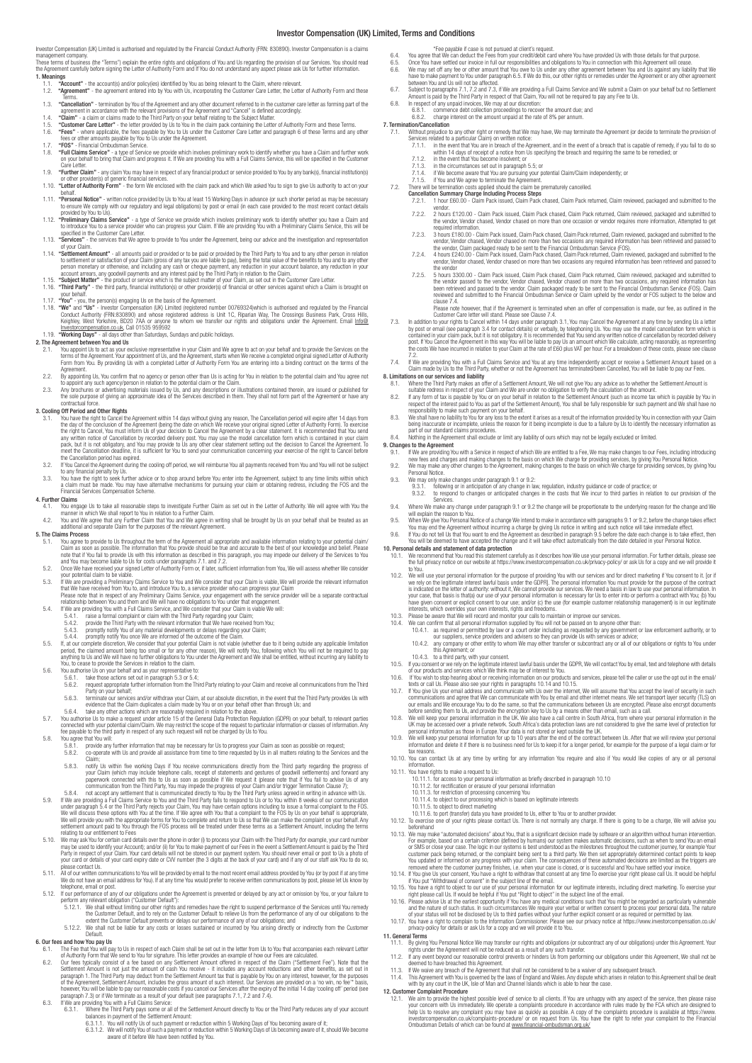# Investor Compensation (UK) Limited, Terms and Conditions

Investor Compensation (UK) Limited is authorised and regulated by the Financial Conduct Authority (FRN: 830890). Investor Compensation is a claims management company.

These terms of business (the "Terms") explain the entire rights and obligations of You and Us regarding the provision of our Services. You should read the Agreement carefully before signing the Letter of Authority Form and if You do not understand any aspect please ask Us for further information.

## 1. Meanings

1.1. **"Account"** - the account(s) and/or policy(ies) identified by You as being relevant to the Claim, where relevant.

1.2. **"Agreement"** - the agreement entered into by You with Us, incorporating the Customer Care Letter, the Letter of Authority Form and these Terms.

1.3. **"Cancellation"** - termination by You of the Agreement and any other document referred to in the customer care letter as forming part of the agreement in accordance with the relevant provisions of the Agreement and "Cancel" is defined accordingly.

1.4. **"Claim"** - a claim or claims made to the Third Party on your behalf relating to the Subject Matter.

1.5. **"Customer Care Letter"** - the letter provided by Us to You in the claim pack containing the Letter of Authority Form and these Terms.

1.6. **"Fees"** - where applicable, the fees payable by You to Us under the Customer Care Letter and paragraph 6 of these Terms and any other fees or other amounts payable by You to Us under the Agreement.

1.7. **"FOS"** - Financial Ombudsman Service.

1.8. **"Full Claims Service"** - a type of Service we provide which involves preliminary work to identify whether you have a Claim and further work on your behalf to bring that Claim and progress it. If We are providing You with a Full Claims Service, this will be specified in the Customer Care Letter.

1.9. **"Further Claim"** - any claim You may have in respect of any financial product or service provided to You by any bank(s), financial institution(s) or other provider(s) of generic financial services.

1.10. **"Letter of Authority Form"** - the form We enclosed with the claim pack and which We asked You to sign to give Us authority to act on your behalf.

1.11. **"Personal Notice"** - written notice provided by Us to You at least 15 Working Days in advance (or such shorter period as may be necessary to ensure We comply with our regulatory and legal obligations) by post or email (in each case provided to the most recent contact details provided by You to Us).

1.12. **"Preliminary Claims Service"** - a type of Service we provide which involves preliminary work to identify whether you have a Claim and to introduce You to a service provider who can progress your Claim. If We are providing You with a Preliminary Claims Service, this will be specified in the Customer Care Letter.

1.13. **"Services"** - the services that We agree to provide to You under the Agreement, being our advice and the investigation and representation of your Claim.

1.14. **"Settlement Amount"** - all amounts paid or provided or to be paid or provided by the Third Party to You and to any other person in relation to settlement or satisfaction of your Claim (gross of any tax you are liable to pay), being the total value of the benefits to You and to any other person monetary or otherwise, and including any cash or cheque payment, any reduction in your account balance, any reduction in your account arrears, any goodwill payments and any interest paid by the Third Party in relation to the Claim.

1.15. **"Subject Matter"** - the product or service which is the subject matter of your Claim, as set out in the Customer Care Letter.

1.16. **"Third Party"** - the third party, financial institution(s) or other provider(s) of financial or other services against which a Claim is brought on your behalf.

1.17. **"You"** - you, the person(s) engaging Us on the basis of the Agreement.

1.18. **"We"** and **"Us"** - Investor Compensation (UK) Limited (registered number 00769324) which is authorised and regulated by the Financial Conduct Authority (FRN:830890) and whose registered address is Unit 1C, Riparian Way, The Crossings Business Park, Cross Hills, Keighley, West Yorkshire, BD20 7AA or anyone to whom we transfer our rights and obligations under the Agreement. Email Info@investorcompensation.co.uk, Call 01535 959592

1.19. **"Working Days"** - all days other than Saturdays, Sundays and public holidays.

## 2. The Agreement between You and Us

2.1. You appoint Us to act as your exclusive representative in your Claim and We agree to act on your behalf and to provide the Services on the terms of the Agreement. Your appointment of Us, and the Agreement, starts when We receive a completed original signed Letter of Authority Form from You. By providing Us with a completed Letter of Authority Form You are entering into a binding contract on the terms of the Agreement.

2.2. By appointing Us, You confirm that no agency or person other than Us is acting for You in relation to the potential claim and You agree not to appoint any such agency/person in relation to the potential claim or the Claim.

2.3. Any brochures or advertising materials issued by Us, and any descriptions or illustrations contained therein, are issued or published for the sole purpose of giving an approximate idea of the Services described in them. They shall not form part of the Agreement or have any contractual force.

## 3. Cooling Off Period and Other Rights

3.1. You have the right to Cancel the Agreement within 14 days without giving any reason. The Cancellation period will expire after 14 days from the day of the conclusion of the Agreement (being the date on which We receive your original signed Letter of Authority Form). To exercise the right to Cancel, You must inform Us of your decision to Cancel the Agreement by a clear statement. It is recommended that You send any written notice of Cancellation by recorded delivery post. You may use the model cancellation form which is contained in your claim pack, but it is not obligatory, and You may provide to Us any other clear statement setting out the decision to Cancel the Agreement. To meet the Cancellation deadline, it is sufficient for You to send your communication concerning your exercise of the right to Cancel before the Cancellation period has expired.

3.2. If You Cancel the Agreement during the cooling off period, we will reimburse You all payments received from You and You will not be subject to any financial penalty by Us.

3.3. You have the right to seek further advice or to shop around before You enter into the Agreement, subject to any time limits within which a claim must be made. You may have alternative mechanisms for pursuing your claim or obtaining redress, including the FOS and the Financial Services Compensation Scheme.

## 4. Further Claims

4.1. You engage Us to take all reasonable steps to investigate Further Claim as set out in the Letter of Authority. We will agree with You the manner in which We shall report to You in relation to a Further Claim.

4.2. You and We agree that any Further Claim that You and We agree in writing shall be brought by Us on your behalf shall be treated as an additional and separate Claim for the purposes of the relevant Agreement.

## 5. The Claims Process

5.1. You agree to provide to Us throughout the term of the Agreement all appropriate and available information relating to your potential claim/Claim as soon as possible. The information that You provide should be true and accurate to the best of your knowledge and belief. Please note that if You fail to provide Us with this information as described in this paragraph, you may impede our delivery of the Services to You and You may become liable to Us for costs under paragraphs 7.1. and 7.2.

5.2. Once We have received your signed Letter of Authority Form or, if later, sufficient information from You, We will assess whether We consider your potential claim to be viable.

5.3. If We are providing a Preliminary Claims Service to You and We consider that your Claim is viable, We will provide the relevant information that We have received from You to, and introduce You to, a service provider who can progress your Claim. Please note that in respect of any Preliminary Claims Service, your engagement with the service provider will be a separate contractual relationship between You and them and We will have no obligations to You under that engagement.

5.4. If We are providing You with a Full Claims Service, and We consider that your Claim is viable We will:

5.4.1. raise a formal complaint or claim with the Third Party regarding your Claim;

5.4.2. provide the Third Party with the relevant information that We have received from You;

5.4.3. promptly notify You of any material developments or delays regarding your Claim;

5.4.4. promptly notify You once We are informed of the outcome of the Claim.

5.5. If, at our complete discretion, We consider that your potential claim is not viable (whether due to it being outside any applicable limitation period, the claimed amount being too small or for any other reason), We will notify You, following which You will not be required to pay anything to Us and We will have no further obligations to You under the Agreement and We shall be entitled, without incurring any liability to You, to cease to provide the Services in relation to the claim.

5.6. You authorise Us on your behalf and as your representative to:

5.6.1. take those actions set out in paragraph 5.3 or 5.4;

5.6.2. request appropriate further information from the Third Party relating to your Claim and receive all communications from the Third Party on your behalf;

5.6.3. terminate our services and/or withdraw your Claim, at our absolute discretion, in the event that the Third Party provides Us with evidence that the Claim duplicates a claim made by You or on your behalf other than through Us; and

5.6.4. take any other actions which are reasonably required in relation to the above.

5.7. You authorise Us to make a request under article 15 of the General Data Protection Regulation (GDPR) on your behalf, to relevant parties connected with your potential claim/Claim. We may restrict the scope of the request to particular information or classes of information. Any fee payable to the third party in respect of any such request will not be charged by Us to You.

5.8. You agree that You will:

5.8.1. provide any further information that may be necessary for Us to progress your Claim as soon as possible on request;

5.8.2. co-operate with Us and provide all assistance from time to time requested by Us in all matters relating to the Services and the Claim;

5.8.3. notify Us within five working Days if You receive communications directly from the Third Party regarding the progress of your Claim (which may include telephone calls, receipt of statements and gestures of goodwill settlements) and forward any paperwork connected with this to Us as soon as possible if We request it (please note that if You fail to advise Us of any communication from the Third Party, You may impede the progress of your Claim and/or trigger Termination Clause 7);

5.8.4. not accept any settlement that is communicated directly to You by the Third Party unless agreed in writing with Us.

5.9. If We are providing a Full Claims Service to You and the Third Party fails to respond to Us or to You within 8 weeks of our communication under paragraph 5.4 or the Third Party rejects your Claim, You may have certain options including to issue a formal complaint to the FOS. We will discuss these options with You at the time. If We agree with You that a complaint to the FOS by Us on your behalf is appropriate, We will provide you with the appropriate forms for You to complete and return to Us so that We can make the complaint on your behalf. Any settlement amount paid to You through the FOS process will be treated under these terms as a Settlement Amount, including the terms relating to our entitlement to Fees

5.10. We may ask You for certain card details over the phone in order (i) to process your Claim with the Third Party (for example, your card number may be used to identify your Account); and/or (ii) for You to make payment of our Fees in the event a Settlement Amount is paid by the Third Party in respect of your Claim. Your card details will not be stored in our payment system. You should never email or post to Us a photo of your card or details of your card expiry date or CVV number (the 3 digits at the back of your card) and if any of our staff ask You to do so, please contact Us.

5.11. All of our written communications to You will be provided by email to the most recent email address provided by You (or by post if at any time We do not have an email address for You). If at any time You would prefer to receive written communications by post, please let Us know by telephone, email or post.

5.12. If our performance of any of our obligations under the Agreement is prevented or delayed by any act or omission by You, or your failure to perform any relevant obligation ("Customer Default"):

5.12.1. We shall without limiting our other rights and remedies have the right to suspend performance of the Services until You remedy the Customer Default, and to rely on the Customer Default to relieve Us from the performance of any of our obligations to the extent the Customer Default prevents or delays our performance of any of our obligations; and

5.12.2. We shall not be liable for any costs or losses sustained or incurred by You arising directly or indirectly from the Customer Default.

## 6. Our fees and how You pay Us

6.1. The Fee that You will pay to Us in respect of each Claim shall be set out in the letter from Us to You that accompanies each relevant Letter of Authority Form that We send to You for signature. This letter provides an example of how our Fees are calculated.

6.2. Our fees typically consist of a fee based on any Settlement Amount offered in respect of the Claim ("Settlement Fee"). Note that the Settlement Amount is not just the amount of cash You receive - it includes any account reductions and other benefits, as set out in paragraph 1. The Third Party may deduct from the Settlement Amount tax that is payable by You on any interest, however, for the purposes of the Agreement, Settlement Amount, includes the gross amount of such interest. Our Services are provided on a 'no win, no fee'* basis, however, You will be liable to pay our reasonable costs if You cancel our Services after the expiry of the initial 14 day 'cooling off' period (see paragraph 7.3) or if We terminate as a result of your default (see paragraphs 7.1, 7.2 and 7.4).

6.3. If We are providing You with a Full Claims Service:

6.3.1. Where the Third Party pays some or all of the Settlement Amount directly to You or the Third Party reduces any of your account balances in payment of the Settlement Amount:

6.3.1.1. You will notify Us of such payment or reduction within 5 Working Days of You becoming aware of it;

6.3.1.2. We will notify You of such payment or reduction within 5 Working Days of Us becoming aware of it, should We become aware of it before We have been notified by You.

*Fee payable if case is not pursued at client's request.

6.4. You agree that We can deduct the Fees from your credit/debit card where You have provided Us with those details for that purpose.

6.5. Once You have settled our invoice in full our responsibilities and obligations to You in connection with this Agreement will cease.

6.6. We may set off any fee or other amount that You owe to Us under any other agreement between You and Us against any liability that We have to make payment to You under paragraph 6.5. If We do this, our other rights or remedies under the Agreement or any other agreement between You and Us will not be affected.

6.7. Subject to paragraphs 7.1, 7.2 and 7.3, if We are providing a Full Claims Service and We submit a Claim on your behalf but no Settlement Amount is paid by the Third Party in respect of that Claim, You will not be required to pay any Fee to Us.

6.8. In respect of any unpaid invoices, We may at our discretion:

6.8.1. commence debt collection proceedings to recover the amount due; and

6.8.2. charge interest on the amount unpaid at the rate of 8% per annum.

## 7. Termination/Cancellation

7.1. Without prejudice to any other right or remedy that We may have, We may terminate the Agreement (or decide to terminate the provision of Services related to a particular Claim) on written notice:

7.1.1. in the event that You are in breach of the Agreement, and in the event of a breach that is capable of remedy, if you fail to do so within 14 days of receipt of a notice from Us specifying the breach and requiring the same to be remedied; or

7.1.2. in the event that You become insolvent; or

7.1.3. in the circumstances set out in paragraph 5.5; or

7.1.4. if We become aware that You are pursuing your potential Claim/Claim independently; or

7.1.5. if You and We agree to terminate the Agreement.

7.2. There will be termination costs applied should the claim be prematurely cancelled.

**Cancellation Summary Charge Including Process Steps**

7.2.1. 1 hour £60.00 - Claim Pack issued, Claim Pack chased, Claim Pack returned, Claim reviewed, packaged and submitted to the vendor.

7.2.2. 2 hours £120.00 - Claim Pack issued, Claim Pack chased, Claim Pack returned, Claim reviewed, packaged and submitted to the vendor, Vendor chased, Vendor chased on more than one occasion or vendor requires more information, Attempted to get required information.

7.2.3. 3 hours £180.00 - Claim Pack issued, Claim Pack chased, Claim Pack returned, Claim reviewed, packaged and submitted to the vendor, Vendor chased, Vendor chased on more than two occasions any required information has been retrieved and passed to the vendor, Claim packaged ready to be sent to the Financial Ombudsman Service (FOS).

7.2.4. 4 hours £240.00 - Claim Pack issued, Claim Pack chased, Claim Pack returned, Claim reviewed, packaged and submitted to the vendor, Vendor chased, Vendor chased on more than two occasions any required information has been retrieved and passed to the vendor

7.2.5. 5 hours £300.00 - Claim Pack issued, Claim Pack chased, Claim Pack returned, Claim reviewed, packaged and submitted to the vendor passed to the vendor, Vendor chased, Vendor chased on more than two occasions, any required information has been retrieved and passed to the vendor. Claim packaged ready to be sent to the Financial Ombudsman Service (FOS). Claim reviewed and submitted to the Financial Ombudsman Service or Claim upheld by the vendor or FOS subject to the below and clause 7.4.

Please note however, that if the Agreement is terminated when an offer of compensation is made, our fee, as outlined in the Customer Care letter will stand. Please see Clause 7.4.

7.3. In addition to your rights to Cancel within 14 days under paragraph 3.1, You may Cancel the Agreement at any time by sending Us a letter by post or email (see paragraph 3.4 for contact details) or verbally, by telephoning Us. You may use the model cancellation form which is contained in your claim pack, but it is not obligatory. It is recommended that You send any written notice of Cancellation by recorded delivery post. If You Cancel the Agreement in this way You will be liable to pay Us an amount which We calculate, acting reasonably, as representing the costs We have incurred in relation to your Claim at the rate of £60 plus VAT per hour. For a breakdown of these costs, please see clause 7.2.

7.4. If We are providing You with a Full Claims Service and You at any time independently accept or receive a Settlement Amount based on a Claim made by Us to the Third Party, whether or not the Agreement has terminated/been Cancelled, You will be liable for pay our Fees.

## 8. Limitations on our services and liability

8.1. Where the Third Party makes an offer of a Settlement Amount, We will not give You any advice as to whether the Settlement Amount is suitable redress in respect of your Claim and We are under no obligation to verify the calculation of the amount.

8.2. If any form of tax is payable by You or on your behalf in relation to the Settlement Amount (such as income tax which is payable by You in respect of the interest paid to You as part of the Settlement Amount), You shall be fully responsible for such payment and We shall have no responsibility to make such payment on your behalf.

8.3. We shall have no liability to You for any loss to the extent it arises as a result of the information provided by You in connection with your Claim being inaccurate or incomplete, unless the reason for it being incomplete is due to a failure by Us to identify the necessary information as part of our standard claims procedures.

8.4. Nothing in the Agreement shall exclude or limit any liability of ours which may not be legally excluded or limited.

## 9. Changes to the Agreement

9.1. If We are providing You with a Service in respect of which We are entitled to a Fee, We may make changes to our Fees, including introducing new fees and charges and making changes to the basis on which We charge for providing services, by giving You Personal Notice.

9.2. We may make any other changes to the Agreement, making changes to the basis on which We charge for providing services, by giving You Personal Notice.

9.3. We may only make changes under paragraph 9.1 or 9.2:

9.3.1. following or in anticipation of any change in law, regulation, industry guidance or code of practice; or

9.3.2. to respond to changes or anticipated changes in the costs that We incur to third parties in relation to our provision of the Services.

9.4. Where We make any change under paragraph 9.1 or 9.2 the change will be proportionate to the underlying reason for the change and We will explain the reason to You.

9.5. When We give You Personal Notice of a change We intend to make in accordance with paragraphs 9.1 or 9.2, before the change takes effect You may end the Agreement without incurring a charge by giving Us notice in writing and such notice will take immediate effect.

9.6. If You do not tell Us that You want to end the Agreement as described in paragraph 9.5 before the date each change is to take effect, then You will be deemed to have accepted the change and it will take effect automatically from the date detailed in your Personal Notice.

## 10. Personal details and statement of data protection

10.1. We recommend that You read this statement carefully as it describes how We use your personal information. For further details, please see the full privacy notice on our website at https://www.investorcompensation.co.uk/privacy-policy/ or ask Us for a copy and we will provide it to You.

10.2. We will use your personal information for the purpose of providing You with our services and for direct marketing if You consent to it. [or if we rely on the legitimate interest lawful basis under the GDPR]. The personal information You must provide for the purpose of the contract is indicated on the letter of authority: without it, We cannot provide our services. We need a basis in law to use your personal information. In your case, that basis is that(a) our use of your personal information is necessary for Us to enter into or perform a contract with You; (b) You have given consent or explicit consent to our use; and/or (c) the use (for example customer relationship management) is in our legitimate interests, which override your own interests, rights and freedoms.

10.3. Please be aware that We will record and monitor your calls to maintain or improve our services.

10.4. We can confirm that all personal information supplied by You will not be passed on to anyone other than:

10.4.1. as required or permitted by law or a court order including as requested by any government or law enforcement authority, or to our suppliers, service providers and advisers so they can provide Us with services or advice;

10.4.2. any company or other entity to whom We may either transfer or subcontract any or all of our obligations or rights to You under this Agreement; or

10.4.3. to a third party, with your consent.

10.5. If you consent or we rely on the legitimate interest lawful basis under the GDPR, We will contact You by email, text and telephone with details of our products and services which We think may be of interest to You.

10.6. If You wish to stop hearing about or receiving information on our products and services, please tell the caller or use the opt out in the email/texts or call Us. Please also see your rights in paragraphs 10.14 and 10.15.

10.7. If You give Us your email address and communicate with Us over the internet, We will assume that You accept the level of security in such communications and agree that We can communicate with You by email and other internet means. We set transport layer security (TLS) on our emails and We encourage You to do the same, so that the communications between Us are encrypted. Please also encrypt documents before sending them to Us, and please do not send confidential information other than email, such as a call.

10.8. We will keep your personal information in the UK. We also have a call centre in South Africa, from where your personal information in the UK may be accessed over a private network. South Africa's data protection laws are not considered to give the same level of protection for personal information as those in Europe. Your data is not stored or kept outside the UK.

10.9. We will keep your personal information for up to 10 years after the end of the contract between Us. After that we will review your personal information and delete it if there is no business need for Us to keep it for a longer period, for example for the purpose of a legal claim or for tax reasons.

10.10. You can contact Us at any time by writing for any information You require and also if You would like copies of any or all personal information.

10.11. You have rights to make a request to Us:

10.11.1. for access to your personal information as briefly described in paragraph 10.10

10.11.2. for rectification or erasure of your personal information

10.11.3. for restriction of processing concerning You

10.11.4. to object to our processing which is based on legitimate interests

10.11.5. to object to direct marketing

10.11.6. to port (transfer) data you have provided to Us, either to You or to another provider.

10.12. To exercise one of your rights please contact Us. There is not normally any charge. If there is going to be a charge, We will advise you beforehand

10.13. We may make "automated decisions" about You, that is a significant decision made by software or an algorithm without human intervention. For example, based on a certain criterion (defined by humans) our system makes automatic decisions, such as when to send You an email or SMS or close your case. The logic in our systems is best understood as the milestones throughout the customer journey, for example Your customer pack being returned, or the complaint being sent to a third party. We then set appropriately determined contact points to keep You updated or informed on any progress with your claim. The consequences of these automated decisions are limited as the triggers are removed where the customer journey finishes, i.e. when your case is closed, or is successful and You have settled your invoice.

10.14. If you give Us your consent, You have a right to withdraw that consent at any time To exercise your right please call Us. It would be helpful if You put "Withdrawal of consent" in the subject line of the email.

10.15. You have a right to object to our use of your personal information for our legitimate interests, including direct marketing. To exercise your right please call Us. It would be helpful if You put "Right to object" in the subject line of the email.

10.16. Please advise Us at the earliest opportunity if You have any medical conditions such that You might be regarded as particularly vulnerable and the nature of such status. In such circumstances We require your verbal or written consent to process your personal data. The nature of your status will not be disclosed by Us to third parties without your further explicit consent or as required or permitted by law.

10.17. You have a right to complain to the Information Commissioner. Please see our privacy notice at https://www.investorcompensation.co.uk/privacy-policy for details or ask Us for a copy and We will provide it to You.

## 11. General Terms

11.1. By giving You Personal Notice We may transfer our rights and obligations (or subcontract any of our obligations) under this Agreement. Your rights under the Agreement will not be reduced as a result of any such transfer.

11.2. If any event beyond our reasonable control prevents or hinders Us from performing our obligations under this Agreement, We shall not be deemed to have breached this Agreement.

11.3. If We waive any breach of the Agreement that shall not be considered to be a waiver of any subsequent breach.

11.4. This Agreement with You is governed by the laws of England and Wales. Any dispute which arises in relation to this Agreement shall be dealt with by any court in the UK, Isle of Man and Channel Islands which is able to hear the case.

## 12. Customer Complaint Procedure

12.1. We aim to provide the highest possible level of service to all clients. If You are unhappy with any aspect of the service, then please raise your concern with Us immediately. We operate a complaints procedure in accordance with rules made by the FCA which are designed to help Us to resolve any complaint you may have as quickly as possible. A copy of the complaints procedure is available at https://www.investorcompensation.co.uk/complaints-procedure/ or on request from Us. You have the right to refer your complaint to the Financial Ombudsman Details of which can be found at www.financial-ombudsman.org.uk/